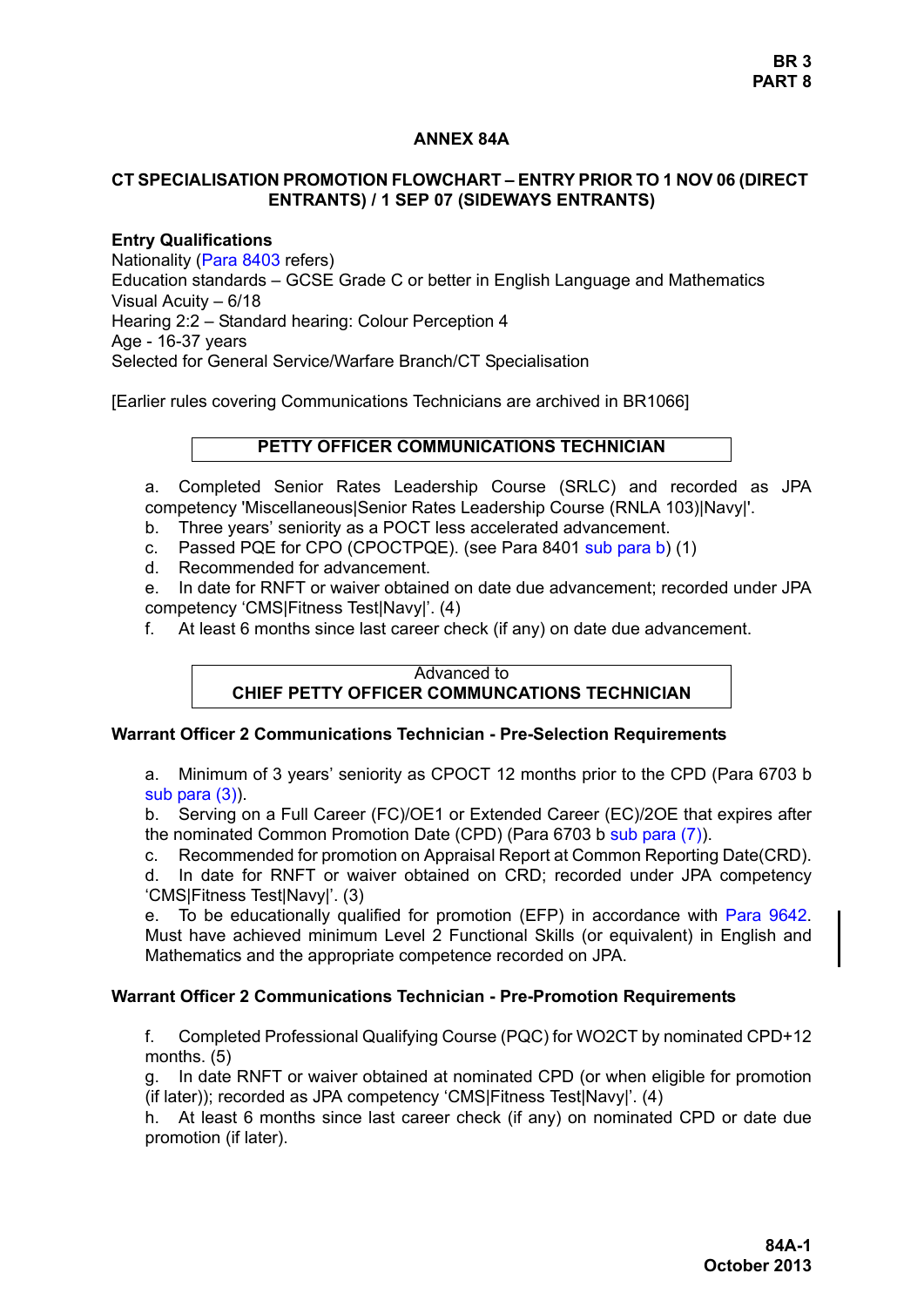# ANNEX 84A

## CT SPECIALISATION PROMOTION FLOWCHART – ENTRY PRIOR TO 1 NOV 06 (DIRECT ENTRANTS) / 1 SEP 07 (SIDEWAYS ENTRANTS)

**Entry Qualifications**

Nationality (Para 8403 refers)
Education standards – GCSE Grade C or better in English Language and Mathematics
Visual Acuity – 6/18
Hearing 2:2 – Standard hearing: Colour Perception 4
Age - 16-37 years
Selected for General Service/Warfare Branch/CT Specialisation

[Earlier rules covering Communications Technicians are archived in BR1066]

**PETTY OFFICER COMMUNICATIONS TECHNICIAN**

a. Completed Senior Rates Leadership Course (SRLC) and recorded as JPA competency 'Miscellaneous|Senior Rates Leadership Course (RNLA 103)|Navy|'.
b. Three years' seniority as a POCT less accelerated advancement.
c. Passed PQE for CPO (CPOCTPQE). (see Para 8401 sub para b) (1)
d. Recommended for advancement.
e. In date for RNFT or waiver obtained on date due advancement; recorded under JPA competency 'CMS|Fitness Test|Navy|'. (4)
f. At least 6 months since last career check (if any) on date due advancement.

Advanced to
**CHIEF PETTY OFFICER COMMUNCATIONS TECHNICIAN**

**Warrant Officer 2 Communications Technician - Pre-Selection Requirements**

a. Minimum of 3 years' seniority as CPOCT 12 months prior to the CPD (Para 6703 b sub para (3)).
b. Serving on a Full Career (FC)/OE1 or Extended Career (EC)/2OE that expires after the nominated Common Promotion Date (CPD) (Para 6703 b sub para (7)).
c. Recommended for promotion on Appraisal Report at Common Reporting Date(CRD).
d. In date for RNFT or waiver obtained on CRD; recorded under JPA competency 'CMS|Fitness Test|Navy|'. (3)
e. To be educationally qualified for promotion (EFP) in accordance with Para 9642. Must have achieved minimum Level 2 Functional Skills (or equivalent) in English and Mathematics and the appropriate competence recorded on JPA.

**Warrant Officer 2 Communications Technician - Pre-Promotion Requirements**

f. Completed Professional Qualifying Course (PQC) for WO2CT by nominated CPD+12 months. (5)
g. In date RNFT or waiver obtained at nominated CPD (or when eligible for promotion (if later)); recorded as JPA competency 'CMS|Fitness Test|Navy|'. (4)
h. At least 6 months since last career check (if any) on nominated CPD or date due promotion (if later).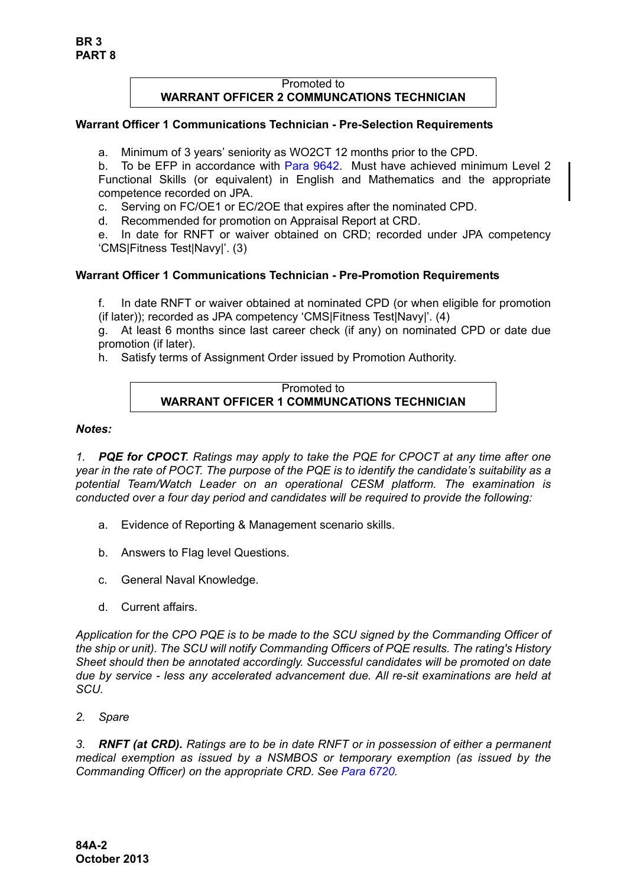Promoted to
**WARRANT OFFICER 2 COMMUNCATIONS TECHNICIAN**

**Warrant Officer 1 Communications Technician - Pre-Selection Requirements**

a. Minimum of 3 years' seniority as WO2CT 12 months prior to the CPD.
b. To be EFP in accordance with Para 9642. Must have achieved minimum Level 2 Functional Skills (or equivalent) in English and Mathematics and the appropriate competence recorded on JPA.
c. Serving on FC/OE1 or EC/2OE that expires after the nominated CPD.
d. Recommended for promotion on Appraisal Report at CRD.
e. In date for RNFT or waiver obtained on CRD; recorded under JPA competency 'CMS|Fitness Test|Navy|'. (3)

**Warrant Officer 1 Communications Technician - Pre-Promotion Requirements**

f. In date RNFT or waiver obtained at nominated CPD (or when eligible for promotion (if later)); recorded as JPA competency 'CMS|Fitness Test|Navy|'. (4)
g. At least 6 months since last career check (if any) on nominated CPD or date due promotion (if later).
h. Satisfy terms of Assignment Order issued by Promotion Authority.

Promoted to
**WARRANT OFFICER 1 COMMUNCATIONS TECHNICIAN**

***Notes:***

*1. **PQE for CPOCT**. Ratings may apply to take the PQE for CPOCT at any time after one year in the rate of POCT. The purpose of the PQE is to identify the candidate's suitability as a potential Team/Watch Leader on an operational CESM platform. The examination is conducted over a four day period and candidates will be required to provide the following:*

a. Evidence of Reporting & Management scenario skills.

b. Answers to Flag level Questions.

c. General Naval Knowledge.

d. Current affairs.

*Application for the CPO PQE is to be made to the SCU signed by the Commanding Officer of the ship or unit). The SCU will notify Commanding Officers of PQE results. The rating's History Sheet should then be annotated accordingly. Successful candidates will be promoted on date due by service - less any accelerated advancement due. All re-sit examinations are held at SCU.*

*2. Spare*

*3. **RNFT (at CRD).** Ratings are to be in date RNFT or in possession of either a permanent medical exemption as issued by a NSMBOS or temporary exemption (as issued by the Commanding Officer) on the appropriate CRD. See Para 6720.*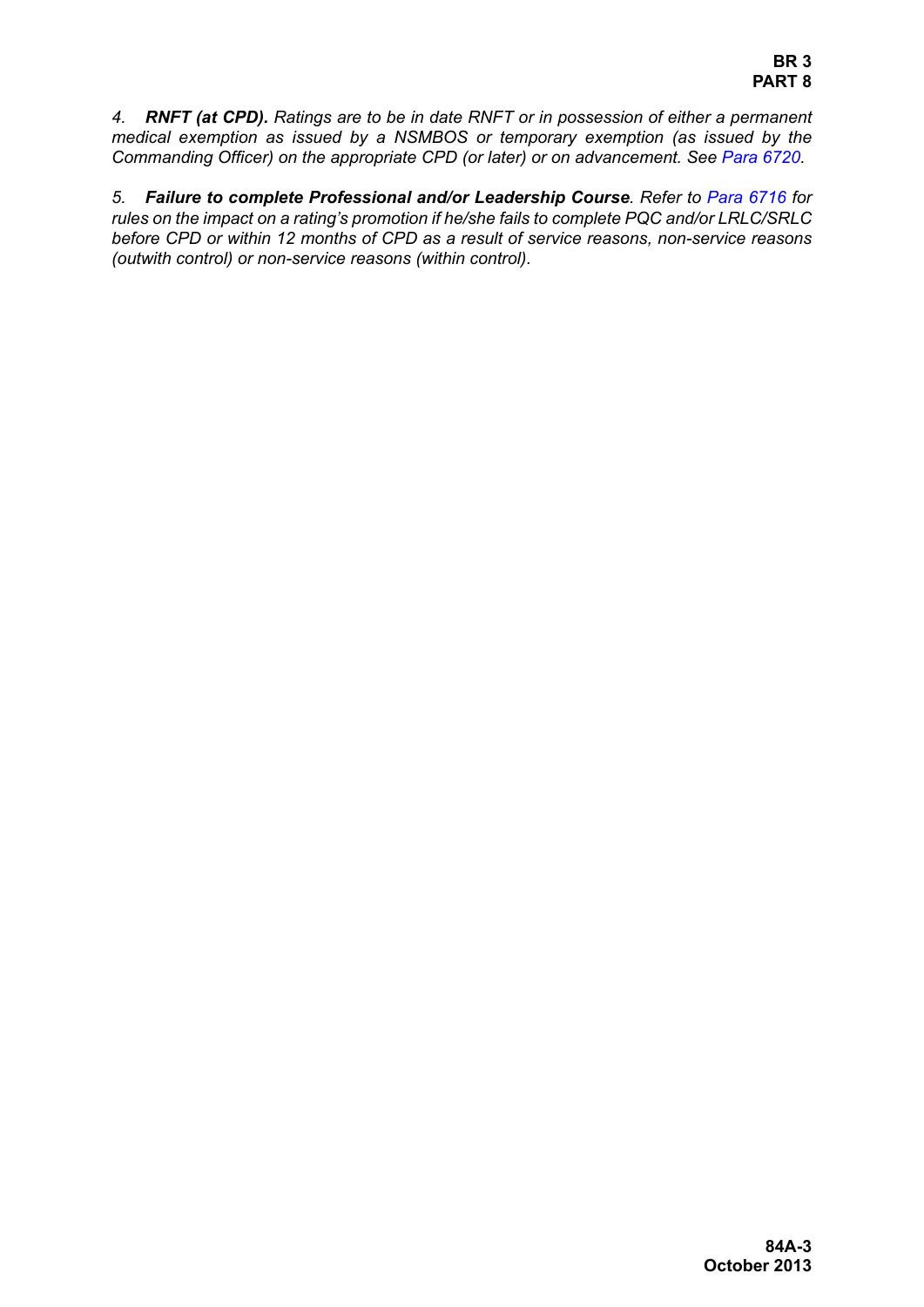*4. **RNFT (at CPD).** Ratings are to be in date RNFT or in possession of either a permanent medical exemption as issued by a NSMBOS or temporary exemption (as issued by the Commanding Officer) on the appropriate CPD (or later) or on advancement. See Para 6720.*

*5. **Failure to complete Professional and/or Leadership Course**. Refer to Para 6716 for rules on the impact on a rating's promotion if he/she fails to complete PQC and/or LRLC/SRLC before CPD or within 12 months of CPD as a result of service reasons, non-service reasons (outwith control) or non-service reasons (within control).*